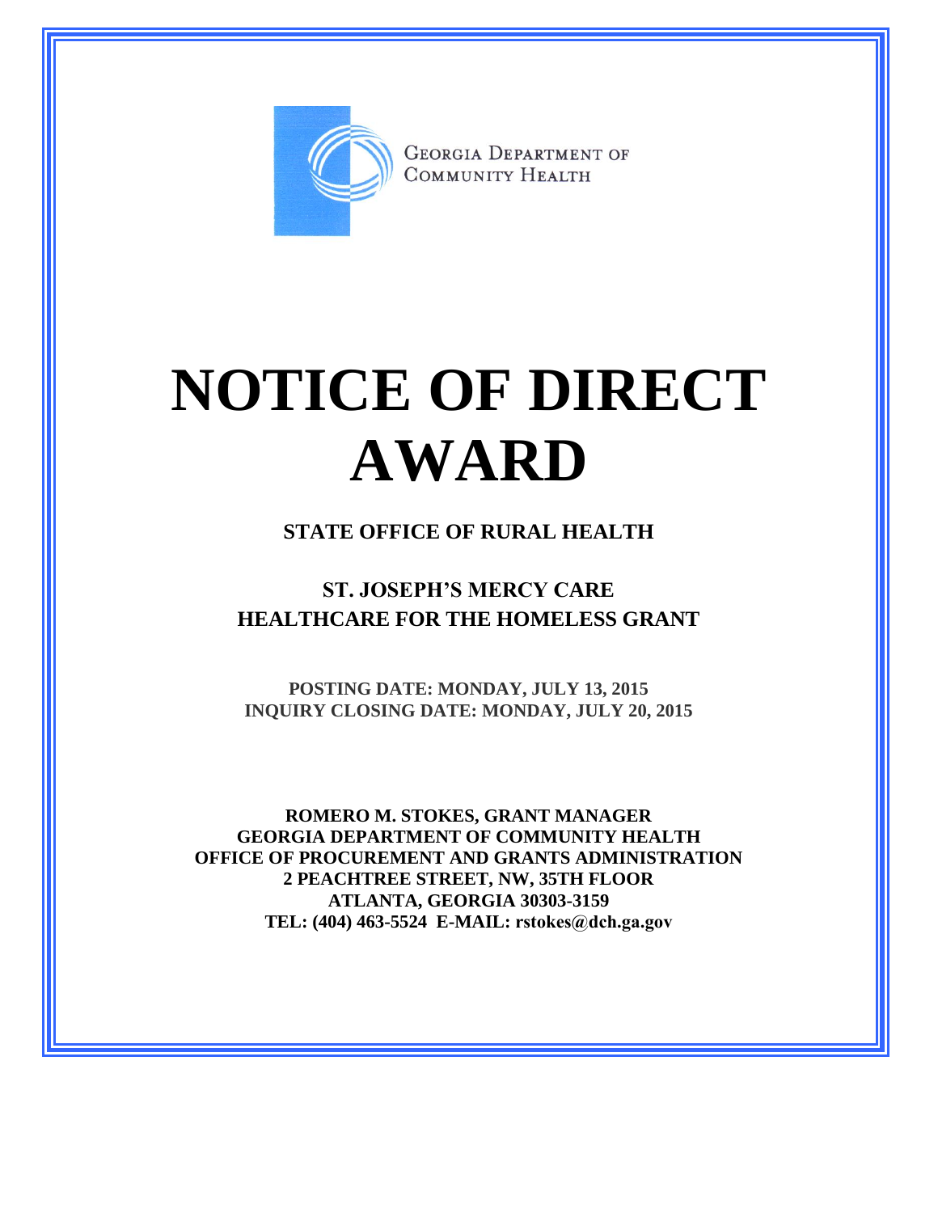GEORGIA DEPARTMENT OF COMMUNITY HEALTH

# NOTICE OF DIRECT AWARD

## STATE OFFICE OF RURAL HEALTH

## ST. JOSEPH'S MERCY CARE HEALTHCARE FOR THE HOMELESS GRANT

**POSTING DATE: MONDAY, JULY 13, 2015**
**INQUIRY CLOSING DATE: MONDAY, JULY 20, 2015**

**ROMERO M. STOKES, GRANT MANAGER**
**GEORGIA DEPARTMENT OF COMMUNITY HEALTH**
**OFFICE OF PROCUREMENT AND GRANTS ADMINISTRATION**
**2 PEACHTREE STREET, NW, 35TH FLOOR**
**ATLANTA, GEORGIA 30303-3159**
**TEL: (404) 463-5524 E-MAIL: rstokes@dch.ga.gov**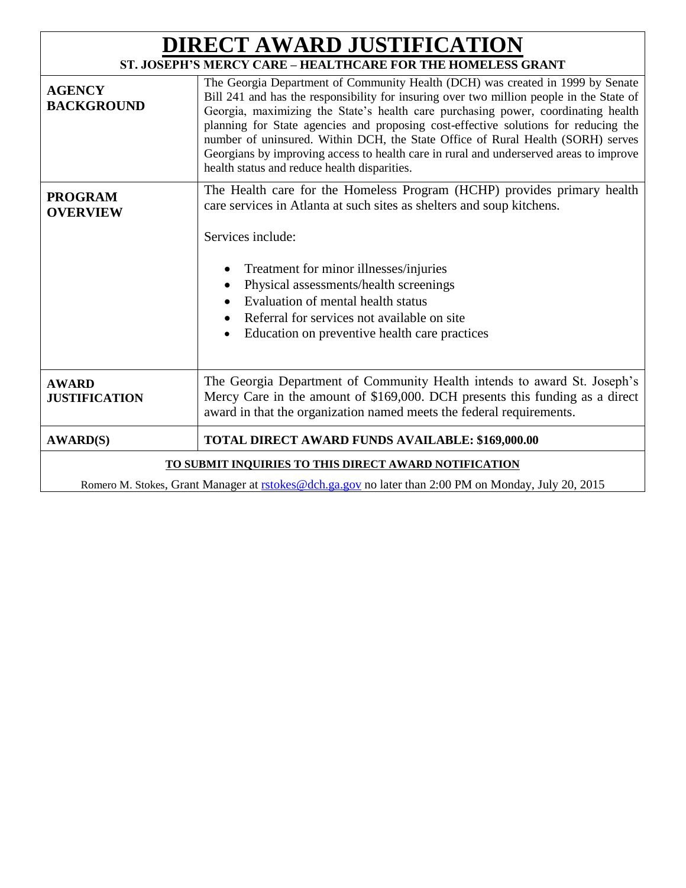# DIRECT AWARD JUSTIFICATION

**ST. JOSEPH'S MERCY CARE – HEALTHCARE FOR THE HOMELESS GRANT**

| | |
|---|---|
| **AGENCY BACKGROUND** | The Georgia Department of Community Health (DCH) was created in 1999 by Senate Bill 241 and has the responsibility for insuring over two million people in the State of Georgia, maximizing the State's health care purchasing power, coordinating health planning for State agencies and proposing cost-effective solutions for reducing the number of uninsured. Within DCH, the State Office of Rural Health (SORH) serves Georgians by improving access to health care in rural and underserved areas to improve health status and reduce health disparities. |
| **PROGRAM OVERVIEW** | The Health care for the Homeless Program (HCHP) provides primary health care services in Atlanta at such sites as shelters and soup kitchens.<br><br>Services include:<br><br>• Treatment for minor illnesses/injuries<br>• Physical assessments/health screenings<br>• Evaluation of mental health status<br>• Referral for services not available on site<br>• Education on preventive health care practices |
| **AWARD JUSTIFICATION** | The Georgia Department of Community Health intends to award St. Joseph's Mercy Care in the amount of $169,000. DCH presents this funding as a direct award in that the organization named meets the federal requirements. |
| **AWARD(S)** | **TOTAL DIRECT AWARD FUNDS AVAILABLE: $169,000.00** |

**TO SUBMIT INQUIRIES TO THIS DIRECT AWARD NOTIFICATION**

Romero M. Stokes, Grant Manager at rstokes@dch.ga.gov no later than 2:00 PM on Monday, July 20, 2015